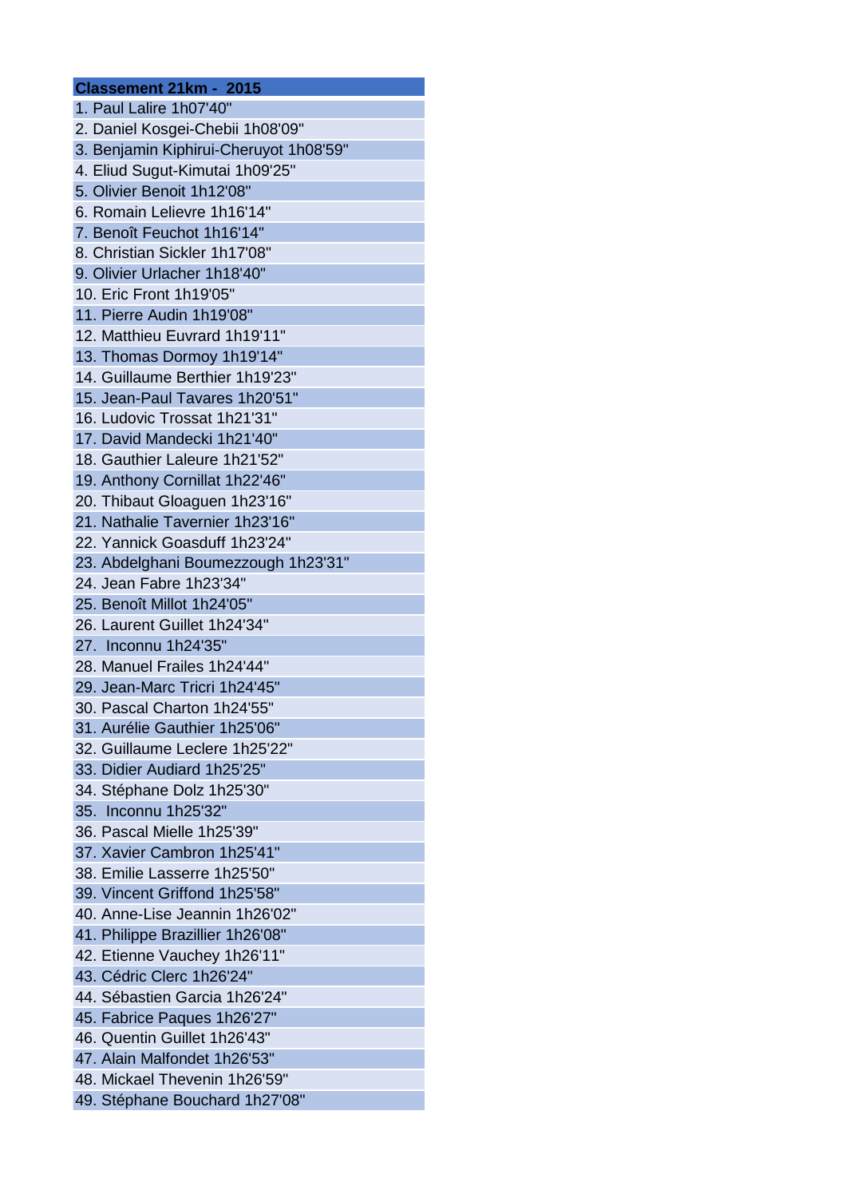| Classement 21km -  2015 |
|---|
| 1. Paul Lalire 1h07'40" |
| 2. Daniel Kosgei-Chebii 1h08'09" |
| 3. Benjamin Kiphirui-Cheruyot 1h08'59" |
| 4. Eliud Sugut-Kimutai 1h09'25" |
| 5. Olivier Benoit 1h12'08" |
| 6. Romain Lelievre 1h16'14" |
| 7. Benoît Feuchot 1h16'14" |
| 8. Christian Sickler 1h17'08" |
| 9. Olivier Urlacher 1h18'40" |
| 10. Eric Front 1h19'05" |
| 11. Pierre Audin 1h19'08" |
| 12. Matthieu Euvrard 1h19'11" |
| 13. Thomas Dormoy 1h19'14" |
| 14. Guillaume Berthier 1h19'23" |
| 15. Jean-Paul Tavares 1h20'51" |
| 16. Ludovic Trossat 1h21'31" |
| 17. David Mandecki 1h21'40" |
| 18. Gauthier Laleure 1h21'52" |
| 19. Anthony Cornillat 1h22'46" |
| 20. Thibaut Gloaguen 1h23'16" |
| 21. Nathalie Tavernier 1h23'16" |
| 22. Yannick Goasduff 1h23'24" |
| 23. Abdelghani Boumezzough 1h23'31" |
| 24. Jean Fabre 1h23'34" |
| 25. Benoît Millot 1h24'05" |
| 26. Laurent Guillet 1h24'34" |
| 27.  Inconnu 1h24'35" |
| 28. Manuel Frailes 1h24'44" |
| 29. Jean-Marc Tricri 1h24'45" |
| 30. Pascal Charton 1h24'55" |
| 31. Aurélie Gauthier 1h25'06" |
| 32. Guillaume Leclere 1h25'22" |
| 33. Didier Audiard 1h25'25" |
| 34. Stéphane Dolz 1h25'30" |
| 35.  Inconnu 1h25'32" |
| 36. Pascal Mielle 1h25'39" |
| 37. Xavier Cambron 1h25'41" |
| 38. Emilie Lasserre 1h25'50" |
| 39. Vincent Griffond 1h25'58" |
| 40. Anne-Lise Jeannin 1h26'02" |
| 41. Philippe Brazillier 1h26'08" |
| 42. Etienne Vauchey 1h26'11" |
| 43. Cédric Clerc 1h26'24" |
| 44. Sébastien Garcia 1h26'24" |
| 45. Fabrice Paques 1h26'27" |
| 46. Quentin Guillet 1h26'43" |
| 47. Alain Malfondet 1h26'53" |
| 48. Mickael Thevenin 1h26'59" |
| 49. Stéphane Bouchard 1h27'08" |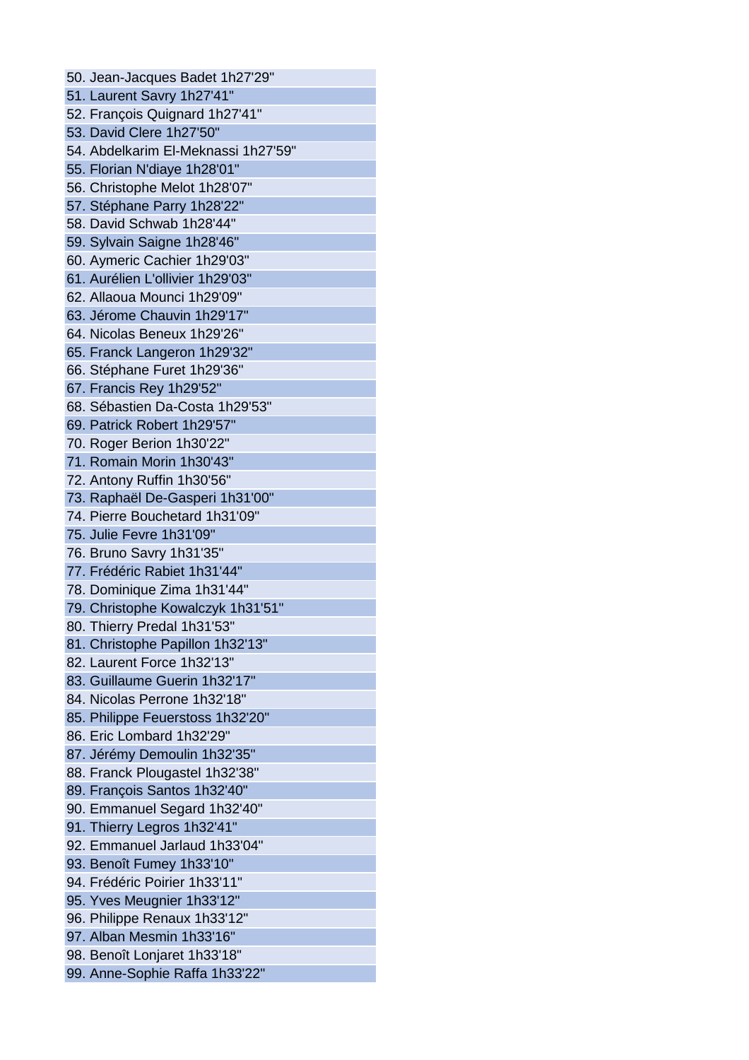50. Jean-Jacques Badet 1h27'29"
51. Laurent Savry 1h27'41"
52. François Quignard 1h27'41"
53. David Clere 1h27'50"
54. Abdelkarim El-Meknassi 1h27'59"
55. Florian N'diaye 1h28'01"
56. Christophe Melot 1h28'07"
57. Stéphane Parry 1h28'22"
58. David Schwab 1h28'44"
59. Sylvain Saigne 1h28'46"
60. Aymeric Cachier 1h29'03"
61. Aurélien L'ollivier 1h29'03"
62. Allaoua Mounci 1h29'09"
63. Jérome Chauvin 1h29'17"
64. Nicolas Beneux 1h29'26"
65. Franck Langeron 1h29'32"
66. Stéphane Furet 1h29'36"
67. Francis Rey 1h29'52"
68. Sébastien Da-Costa 1h29'53"
69. Patrick Robert 1h29'57"
70. Roger Berion 1h30'22"
71. Romain Morin 1h30'43"
72. Antony Ruffin 1h30'56"
73. Raphaël De-Gasperi 1h31'00"
74. Pierre Bouchetard 1h31'09"
75. Julie Fevre 1h31'09"
76. Bruno Savry 1h31'35"
77. Frédéric Rabiet 1h31'44"
78. Dominique Zima 1h31'44"
79. Christophe Kowalczyk 1h31'51"
80. Thierry Predal 1h31'53"
81. Christophe Papillon 1h32'13"
82. Laurent Force 1h32'13"
83. Guillaume Guerin 1h32'17"
84. Nicolas Perrone 1h32'18"
85. Philippe Feuerstoss 1h32'20"
86. Eric Lombard 1h32'29"
87. Jérémy Demoulin 1h32'35"
88. Franck Plougastel 1h32'38"
89. François Santos 1h32'40"
90. Emmanuel Segard 1h32'40"
91. Thierry Legros 1h32'41"
92. Emmanuel Jarlaud 1h33'04"
93. Benoît Fumey 1h33'10"
94. Frédéric Poirier 1h33'11"
95. Yves Meugnier 1h33'12"
96. Philippe Renaux 1h33'12"
97. Alban Mesmin 1h33'16"
98. Benoît Lonjaret 1h33'18"
99. Anne-Sophie Raffa 1h33'22"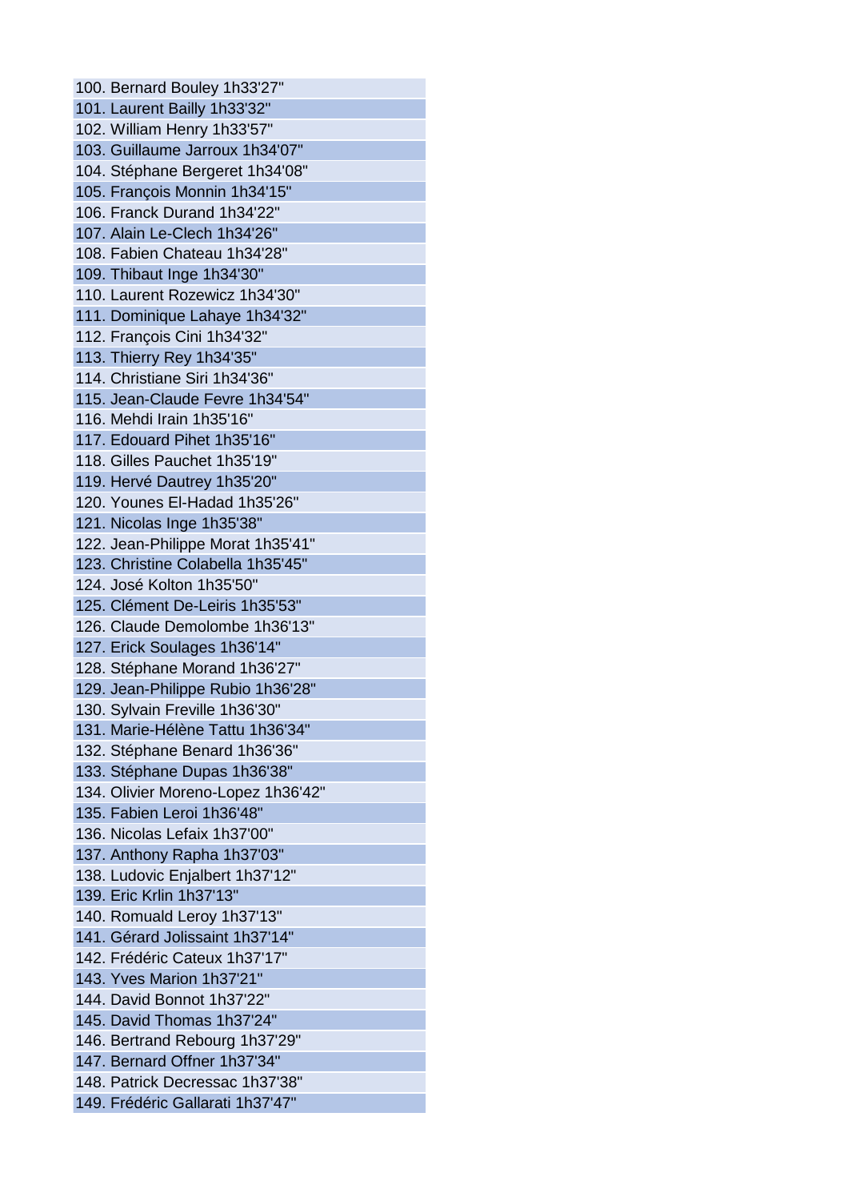100. Bernard Bouley 1h33'27"
101. Laurent Bailly 1h33'32"
102. William Henry 1h33'57"
103. Guillaume Jarroux 1h34'07"
104. Stéphane Bergeret 1h34'08"
105. François Monnin 1h34'15"
106. Franck Durand 1h34'22"
107. Alain Le-Clech 1h34'26"
108. Fabien Chateau 1h34'28"
109. Thibaut Inge 1h34'30"
110. Laurent Rozewicz 1h34'30"
111. Dominique Lahaye 1h34'32"
112. François Cini 1h34'32"
113. Thierry Rey 1h34'35"
114. Christiane Siri 1h34'36"
115. Jean-Claude Fevre 1h34'54"
116. Mehdi Irain 1h35'16"
117. Edouard Pihet 1h35'16"
118. Gilles Pauchet 1h35'19"
119. Hervé Dautrey 1h35'20"
120. Younes El-Hadad 1h35'26"
121. Nicolas Inge 1h35'38"
122. Jean-Philippe Morat 1h35'41"
123. Christine Colabella 1h35'45"
124. José Kolton 1h35'50"
125. Clément De-Leiris 1h35'53"
126. Claude Demolombe 1h36'13"
127. Erick Soulages 1h36'14"
128. Stéphane Morand 1h36'27"
129. Jean-Philippe Rubio 1h36'28"
130. Sylvain Freville 1h36'30"
131. Marie-Hélène Tattu 1h36'34"
132. Stéphane Benard 1h36'36"
133. Stéphane Dupas 1h36'38"
134. Olivier Moreno-Lopez 1h36'42"
135. Fabien Leroi 1h36'48"
136. Nicolas Lefaix 1h37'00"
137. Anthony Rapha 1h37'03"
138. Ludovic Enjalbert 1h37'12"
139. Eric Krlin 1h37'13"
140. Romuald Leroy 1h37'13"
141. Gérard Jolissaint 1h37'14"
142. Frédéric Cateux 1h37'17"
143. Yves Marion 1h37'21"
144. David Bonnot 1h37'22"
145. David Thomas 1h37'24"
146. Bertrand Rebourg 1h37'29"
147. Bernard Offner 1h37'34"
148. Patrick Decressac 1h37'38"
149. Frédéric Gallarati 1h37'47"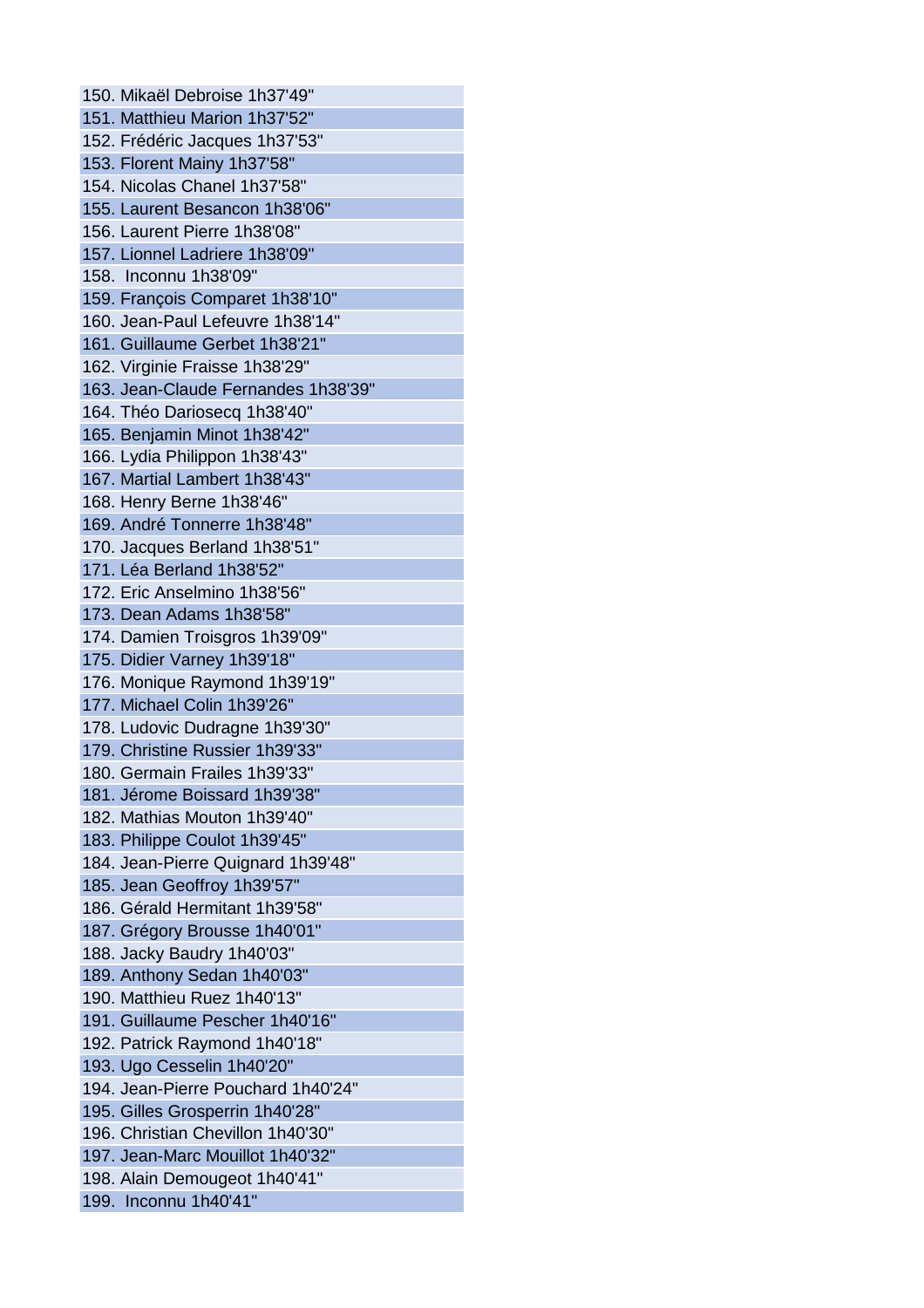150. Mikaël Debroise 1h37'49"
151. Matthieu Marion 1h37'52"
152. Frédéric Jacques 1h37'53"
153. Florent Mainy 1h37'58"
154. Nicolas Chanel 1h37'58"
155. Laurent Besancon 1h38'06"
156. Laurent Pierre 1h38'08"
157. Lionnel Ladriere 1h38'09"
158. Inconnu 1h38'09"
159. François Comparet 1h38'10"
160. Jean-Paul Lefeuvre 1h38'14"
161. Guillaume Gerbet 1h38'21"
162. Virginie Fraisse 1h38'29"
163. Jean-Claude Fernandes 1h38'39"
164. Théo Dariosecq 1h38'40"
165. Benjamin Minot 1h38'42"
166. Lydia Philippon 1h38'43"
167. Martial Lambert 1h38'43"
168. Henry Berne 1h38'46"
169. André Tonnerre 1h38'48"
170. Jacques Berland 1h38'51"
171. Léa Berland 1h38'52"
172. Eric Anselmino 1h38'56"
173. Dean Adams 1h38'58"
174. Damien Troisgros 1h39'09"
175. Didier Varney 1h39'18"
176. Monique Raymond 1h39'19"
177. Michael Colin 1h39'26"
178. Ludovic Dudragne 1h39'30"
179. Christine Russier 1h39'33"
180. Germain Frailes 1h39'33"
181. Jérome Boissard 1h39'38"
182. Mathias Mouton 1h39'40"
183. Philippe Coulot 1h39'45"
184. Jean-Pierre Quignard 1h39'48"
185. Jean Geoffroy 1h39'57"
186. Gérald Hermitant 1h39'58"
187. Grégory Brousse 1h40'01"
188. Jacky Baudry 1h40'03"
189. Anthony Sedan 1h40'03"
190. Matthieu Ruez 1h40'13"
191. Guillaume Pescher 1h40'16"
192. Patrick Raymond 1h40'18"
193. Ugo Cesselin 1h40'20"
194. Jean-Pierre Pouchard 1h40'24"
195. Gilles Grosperrin 1h40'28"
196. Christian Chevillon 1h40'30"
197. Jean-Marc Mouillot 1h40'32"
198. Alain Demougeot 1h40'41"
199. Inconnu 1h40'41"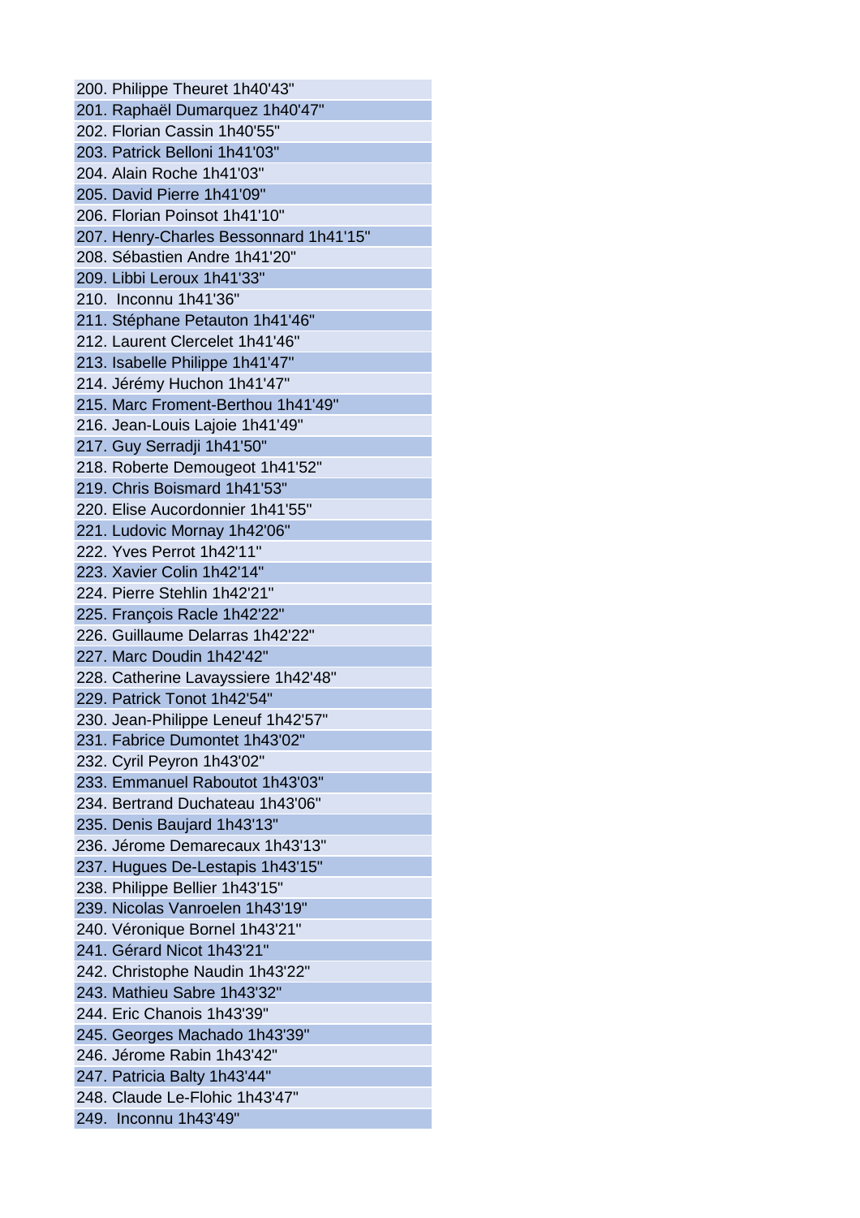200. Philippe Theuret 1h40'43"
201. Raphaël Dumarquez 1h40'47"
202. Florian Cassin 1h40'55"
203. Patrick Belloni 1h41'03"
204. Alain Roche 1h41'03"
205. David Pierre 1h41'09"
206. Florian Poinsot 1h41'10"
207. Henry-Charles Bessonnard 1h41'15"
208. Sébastien Andre 1h41'20"
209. Libbi Leroux 1h41'33"
210. Inconnu 1h41'36"
211. Stéphane Petauton 1h41'46"
212. Laurent Clercelet 1h41'46"
213. Isabelle Philippe 1h41'47"
214. Jérémy Huchon 1h41'47"
215. Marc Froment-Berthou 1h41'49"
216. Jean-Louis Lajoie 1h41'49"
217. Guy Serradji 1h41'50"
218. Roberte Demougeot 1h41'52"
219. Chris Boismard 1h41'53"
220. Elise Aucordonnier 1h41'55"
221. Ludovic Mornay 1h42'06"
222. Yves Perrot 1h42'11"
223. Xavier Colin 1h42'14"
224. Pierre Stehlin 1h42'21"
225. François Racle 1h42'22"
226. Guillaume Delarras 1h42'22"
227. Marc Doudin 1h42'42"
228. Catherine Lavayssiere 1h42'48"
229. Patrick Tonot 1h42'54"
230. Jean-Philippe Leneuf 1h42'57"
231. Fabrice Dumontet 1h43'02"
232. Cyril Peyron 1h43'02"
233. Emmanuel Raboutot 1h43'03"
234. Bertrand Duchateau 1h43'06"
235. Denis Baujard 1h43'13"
236. Jérome Demarecaux 1h43'13"
237. Hugues De-Lestapis 1h43'15"
238. Philippe Bellier 1h43'15"
239. Nicolas Vanroelen 1h43'19"
240. Véronique Bornel 1h43'21"
241. Gérard Nicot 1h43'21"
242. Christophe Naudin 1h43'22"
243. Mathieu Sabre 1h43'32"
244. Eric Chanois 1h43'39"
245. Georges Machado 1h43'39"
246. Jérome Rabin 1h43'42"
247. Patricia Balty 1h43'44"
248. Claude Le-Flohic 1h43'47"
249. Inconnu 1h43'49"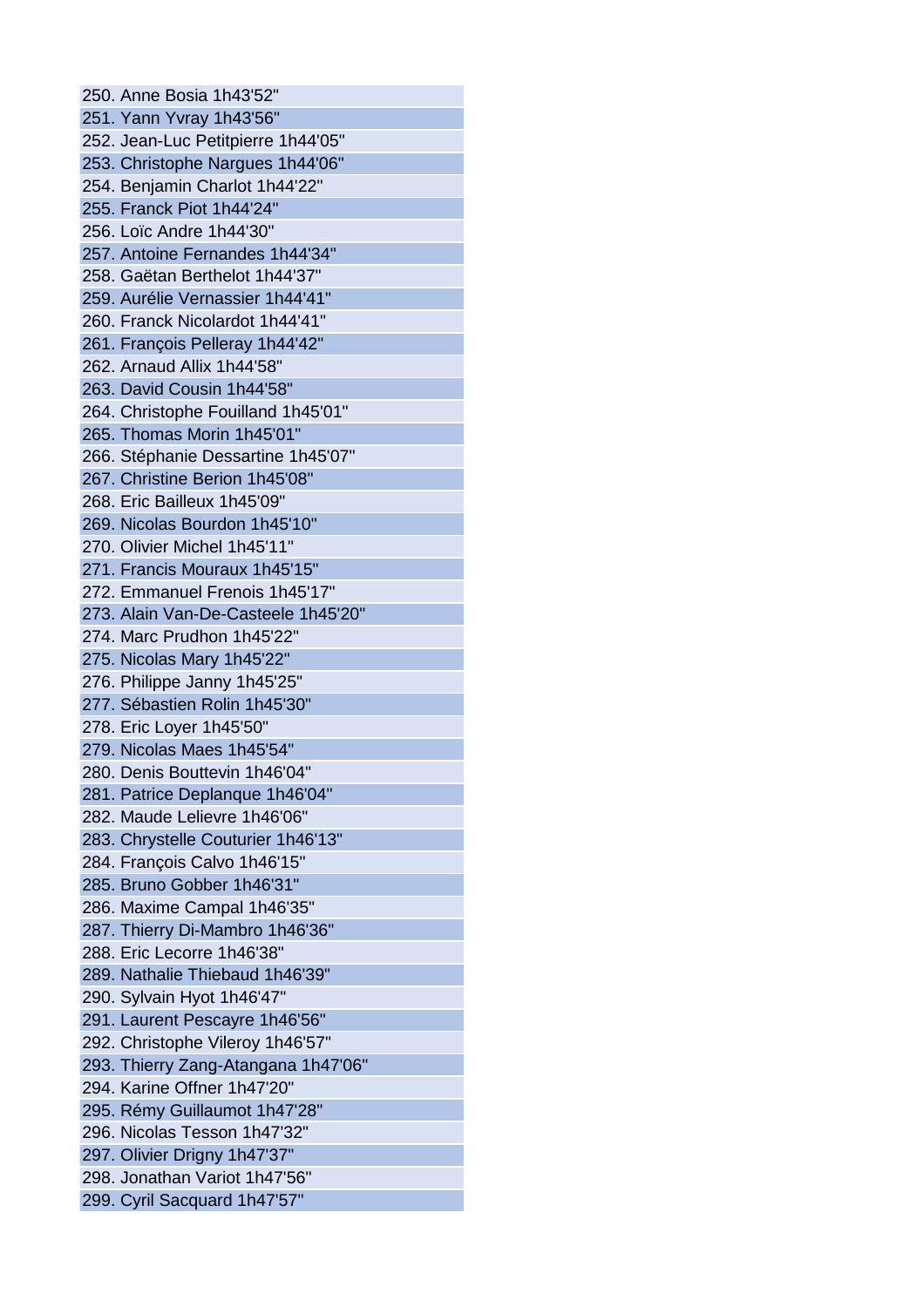250. Anne Bosia 1h43'52"
251. Yann Yvray 1h43'56"
252. Jean-Luc Petitpierre 1h44'05"
253. Christophe Nargues 1h44'06"
254. Benjamin Charlot 1h44'22"
255. Franck Piot 1h44'24"
256. Loïc Andre 1h44'30"
257. Antoine Fernandes 1h44'34"
258. Gaëtan Berthelot 1h44'37"
259. Aurélie Vernassier 1h44'41"
260. Franck Nicolardot 1h44'41"
261. François Pelleray 1h44'42"
262. Arnaud Allix 1h44'58"
263. David Cousin 1h44'58"
264. Christophe Fouilland 1h45'01"
265. Thomas Morin 1h45'01"
266. Stéphanie Dessartine 1h45'07"
267. Christine Berion 1h45'08"
268. Eric Bailleux 1h45'09"
269. Nicolas Bourdon 1h45'10"
270. Olivier Michel 1h45'11"
271. Francis Mouraux 1h45'15"
272. Emmanuel Frenois 1h45'17"
273. Alain Van-De-Casteele 1h45'20"
274. Marc Prudhon 1h45'22"
275. Nicolas Mary 1h45'22"
276. Philippe Janny 1h45'25"
277. Sébastien Rolin 1h45'30"
278. Eric Loyer 1h45'50"
279. Nicolas Maes 1h45'54"
280. Denis Bouttevin 1h46'04"
281. Patrice Deplanque 1h46'04"
282. Maude Lelievre 1h46'06"
283. Chrystelle Couturier 1h46'13"
284. François Calvo 1h46'15"
285. Bruno Gobber 1h46'31"
286. Maxime Campal 1h46'35"
287. Thierry Di-Mambro 1h46'36"
288. Eric Lecorre 1h46'38"
289. Nathalie Thiebaud 1h46'39"
290. Sylvain Hyot 1h46'47"
291. Laurent Pescayre 1h46'56"
292. Christophe Vileroy 1h46'57"
293. Thierry Zang-Atangana 1h47'06"
294. Karine Offner 1h47'20"
295. Rémy Guillaumot 1h47'28"
296. Nicolas Tesson 1h47'32"
297. Olivier Drigny 1h47'37"
298. Jonathan Variot 1h47'56"
299. Cyril Sacquard 1h47'57"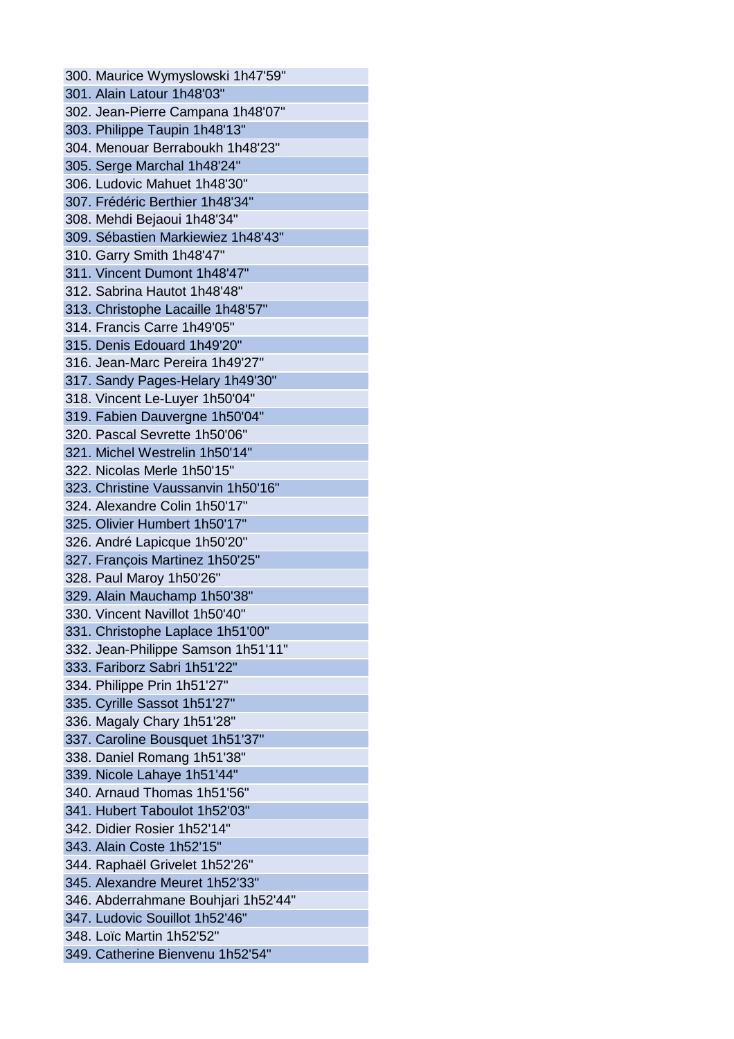300. Maurice Wymyslowski 1h47'59"
301. Alain Latour 1h48'03"
302. Jean-Pierre Campana 1h48'07"
303. Philippe Taupin 1h48'13"
304. Menouar Berraboukh 1h48'23"
305. Serge Marchal 1h48'24"
306. Ludovic Mahuet 1h48'30"
307. Frédéric Berthier 1h48'34"
308. Mehdi Bejaoui 1h48'34"
309. Sébastien Markiewiez 1h48'43"
310. Garry Smith 1h48'47"
311. Vincent Dumont 1h48'47"
312. Sabrina Hautot 1h48'48"
313. Christophe Lacaille 1h48'57"
314. Francis Carre 1h49'05"
315. Denis Edouard 1h49'20"
316. Jean-Marc Pereira 1h49'27"
317. Sandy Pages-Helary 1h49'30"
318. Vincent Le-Luyer 1h50'04"
319. Fabien Dauvergne 1h50'04"
320. Pascal Sevrette 1h50'06"
321. Michel Westrelin 1h50'14"
322. Nicolas Merle 1h50'15"
323. Christine Vaussanvin 1h50'16"
324. Alexandre Colin 1h50'17"
325. Olivier Humbert 1h50'17"
326. André Lapicque 1h50'20"
327. François Martinez 1h50'25"
328. Paul Maroy 1h50'26"
329. Alain Mauchamp 1h50'38"
330. Vincent Navillot 1h50'40"
331. Christophe Laplace 1h51'00"
332. Jean-Philippe Samson 1h51'11"
333. Fariborz Sabri 1h51'22"
334. Philippe Prin 1h51'27"
335. Cyrille Sassot 1h51'27"
336. Magaly Chary 1h51'28"
337. Caroline Bousquet 1h51'37"
338. Daniel Romang 1h51'38"
339. Nicole Lahaye 1h51'44"
340. Arnaud Thomas 1h51'56"
341. Hubert Taboulot 1h52'03"
342. Didier Rosier 1h52'14"
343. Alain Coste 1h52'15"
344. Raphaël Grivelet 1h52'26"
345. Alexandre Meuret 1h52'33"
346. Abderrahmane Bouhjari 1h52'44"
347. Ludovic Souillot 1h52'46"
348. Loïc Martin 1h52'52"
349. Catherine Bienvenu 1h52'54"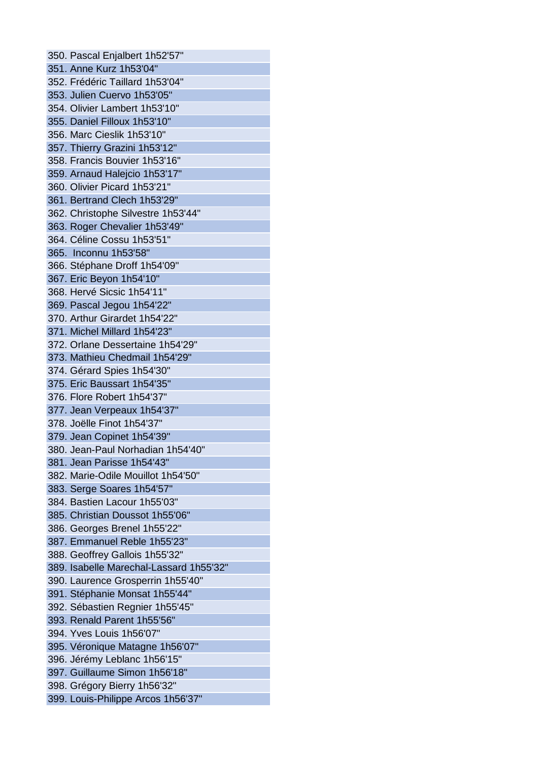350. Pascal Enjalbert 1h52'57"
351. Anne Kurz 1h53'04"
352. Frédéric Taillard 1h53'04"
353. Julien Cuervo 1h53'05"
354. Olivier Lambert 1h53'10"
355. Daniel Filloux 1h53'10"
356. Marc Cieslik 1h53'10"
357. Thierry Grazini 1h53'12"
358. Francis Bouvier 1h53'16"
359. Arnaud Halejcio 1h53'17"
360. Olivier Picard 1h53'21"
361. Bertrand Clech 1h53'29"
362. Christophe Silvestre 1h53'44"
363. Roger Chevalier 1h53'49"
364. Céline Cossu 1h53'51"
365. Inconnu 1h53'58"
366. Stéphane Droff 1h54'09"
367. Eric Beyon 1h54'10"
368. Hervé Sicsic 1h54'11"
369. Pascal Jegou 1h54'22"
370. Arthur Girardet 1h54'22"
371. Michel Millard 1h54'23"
372. Orlane Dessertaine 1h54'29"
373. Mathieu Chedmail 1h54'29"
374. Gérard Spies 1h54'30"
375. Eric Baussart 1h54'35"
376. Flore Robert 1h54'37"
377. Jean Verpeaux 1h54'37"
378. Joëlle Finot 1h54'37"
379. Jean Copinet 1h54'39"
380. Jean-Paul Norhadian 1h54'40"
381. Jean Parisse 1h54'43"
382. Marie-Odile Mouillot 1h54'50"
383. Serge Soares 1h54'57"
384. Bastien Lacour 1h55'03"
385. Christian Doussot 1h55'06"
386. Georges Brenel 1h55'22"
387. Emmanuel Reble 1h55'23"
388. Geoffrey Gallois 1h55'32"
389. Isabelle Marechal-Lassard 1h55'32"
390. Laurence Grosperrin 1h55'40"
391. Stéphanie Monsat 1h55'44"
392. Sébastien Regnier 1h55'45"
393. Renald Parent 1h55'56"
394. Yves Louis 1h56'07"
395. Véronique Matagne 1h56'07"
396. Jérémy Leblanc 1h56'15"
397. Guillaume Simon 1h56'18"
398. Grégory Bierry 1h56'32"
399. Louis-Philippe Arcos 1h56'37"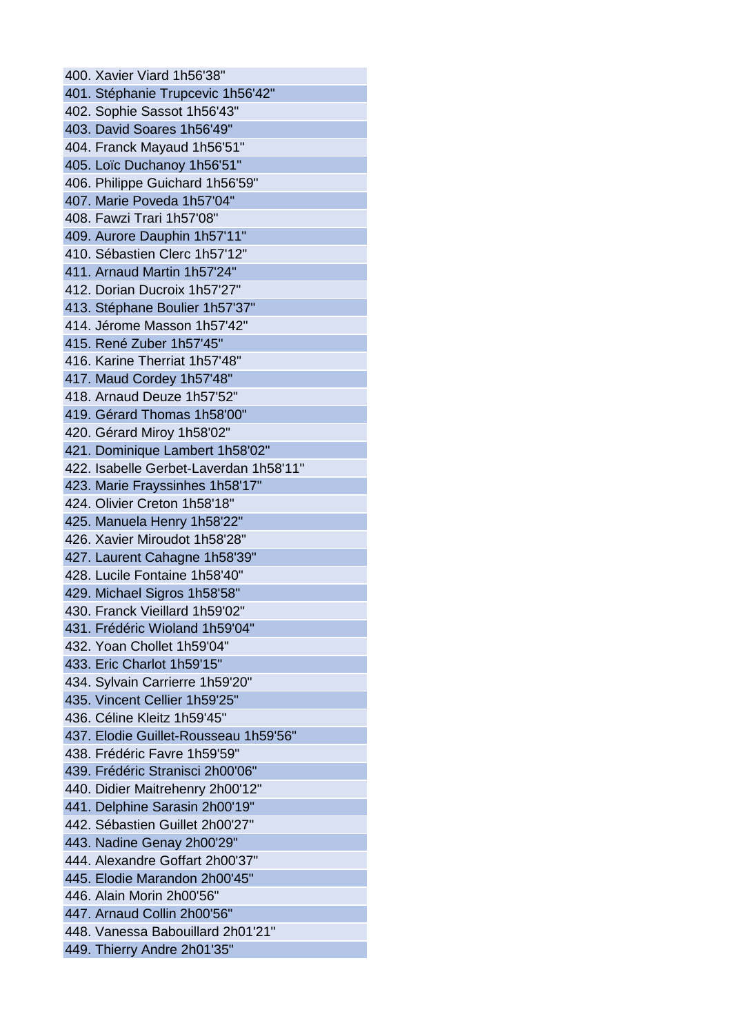400. Xavier Viard 1h56'38"
401. Stéphanie Trupcevic 1h56'42"
402. Sophie Sassot 1h56'43"
403. David Soares 1h56'49"
404. Franck Mayaud 1h56'51"
405. Loïc Duchanoy 1h56'51"
406. Philippe Guichard 1h56'59"
407. Marie Poveda 1h57'04"
408. Fawzi Trari 1h57'08"
409. Aurore Dauphin 1h57'11"
410. Sébastien Clerc 1h57'12"
411. Arnaud Martin 1h57'24"
412. Dorian Ducroix 1h57'27"
413. Stéphane Boulier 1h57'37"
414. Jérome Masson 1h57'42"
415. René Zuber 1h57'45"
416. Karine Therriat 1h57'48"
417. Maud Cordey 1h57'48"
418. Arnaud Deuze 1h57'52"
419. Gérard Thomas 1h58'00"
420. Gérard Miroy 1h58'02"
421. Dominique Lambert 1h58'02"
422. Isabelle Gerbet-Laverdan 1h58'11"
423. Marie Frayssinhes 1h58'17"
424. Olivier Creton 1h58'18"
425. Manuela Henry 1h58'22"
426. Xavier Miroudot 1h58'28"
427. Laurent Cahagne 1h58'39"
428. Lucile Fontaine 1h58'40"
429. Michael Sigros 1h58'58"
430. Franck Vieillard 1h59'02"
431. Frédéric Wioland 1h59'04"
432. Yoan Chollet 1h59'04"
433. Eric Charlot 1h59'15"
434. Sylvain Carrierre 1h59'20"
435. Vincent Cellier 1h59'25"
436. Céline Kleitz 1h59'45"
437. Elodie Guillet-Rousseau 1h59'56"
438. Frédéric Favre 1h59'59"
439. Frédéric Stranisci 2h00'06"
440. Didier Maitrehenry 2h00'12"
441. Delphine Sarasin 2h00'19"
442. Sébastien Guillet 2h00'27"
443. Nadine Genay 2h00'29"
444. Alexandre Goffart 2h00'37"
445. Elodie Marandon 2h00'45"
446. Alain Morin 2h00'56"
447. Arnaud Collin 2h00'56"
448. Vanessa Babouillard 2h01'21"
449. Thierry Andre 2h01'35"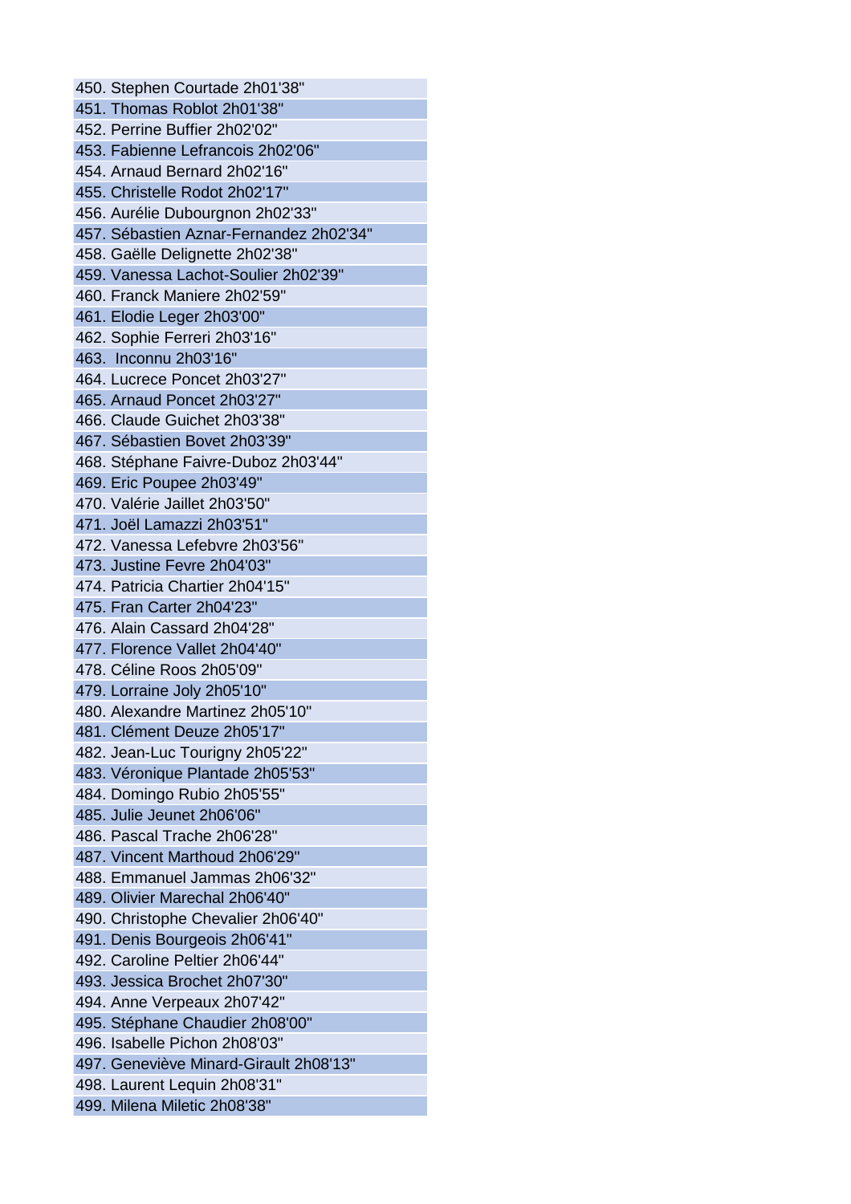450. Stephen Courtade 2h01'38"
451. Thomas Roblot 2h01'38"
452. Perrine Buffier 2h02'02"
453. Fabienne Lefrancois 2h02'06"
454. Arnaud Bernard 2h02'16"
455. Christelle Rodot 2h02'17"
456. Aurélie Dubourgnon 2h02'33"
457. Sébastien Aznar-Fernandez 2h02'34"
458. Gaëlle Delignette 2h02'38"
459. Vanessa Lachot-Soulier 2h02'39"
460. Franck Maniere 2h02'59"
461. Elodie Leger 2h03'00"
462. Sophie Ferreri 2h03'16"
463. Inconnu 2h03'16"
464. Lucrece Poncet 2h03'27"
465. Arnaud Poncet 2h03'27"
466. Claude Guichet 2h03'38"
467. Sébastien Bovet 2h03'39"
468. Stéphane Faivre-Duboz 2h03'44"
469. Eric Poupee 2h03'49"
470. Valérie Jaillet 2h03'50"
471. Joël Lamazzi 2h03'51"
472. Vanessa Lefebvre 2h03'56"
473. Justine Fevre 2h04'03"
474. Patricia Chartier 2h04'15"
475. Fran Carter 2h04'23"
476. Alain Cassard 2h04'28"
477. Florence Vallet 2h04'40"
478. Céline Roos 2h05'09"
479. Lorraine Joly 2h05'10"
480. Alexandre Martinez 2h05'10"
481. Clément Deuze 2h05'17"
482. Jean-Luc Tourigny 2h05'22"
483. Véronique Plantade 2h05'53"
484. Domingo Rubio 2h05'55"
485. Julie Jeunet 2h06'06"
486. Pascal Trache 2h06'28"
487. Vincent Marthoud 2h06'29"
488. Emmanuel Jammas 2h06'32"
489. Olivier Marechal 2h06'40"
490. Christophe Chevalier 2h06'40"
491. Denis Bourgeois 2h06'41"
492. Caroline Peltier 2h06'44"
493. Jessica Brochet 2h07'30"
494. Anne Verpeaux 2h07'42"
495. Stéphane Chaudier 2h08'00"
496. Isabelle Pichon 2h08'03"
497. Geneviève Minard-Girault 2h08'13"
498. Laurent Lequin 2h08'31"
499. Milena Miletic 2h08'38"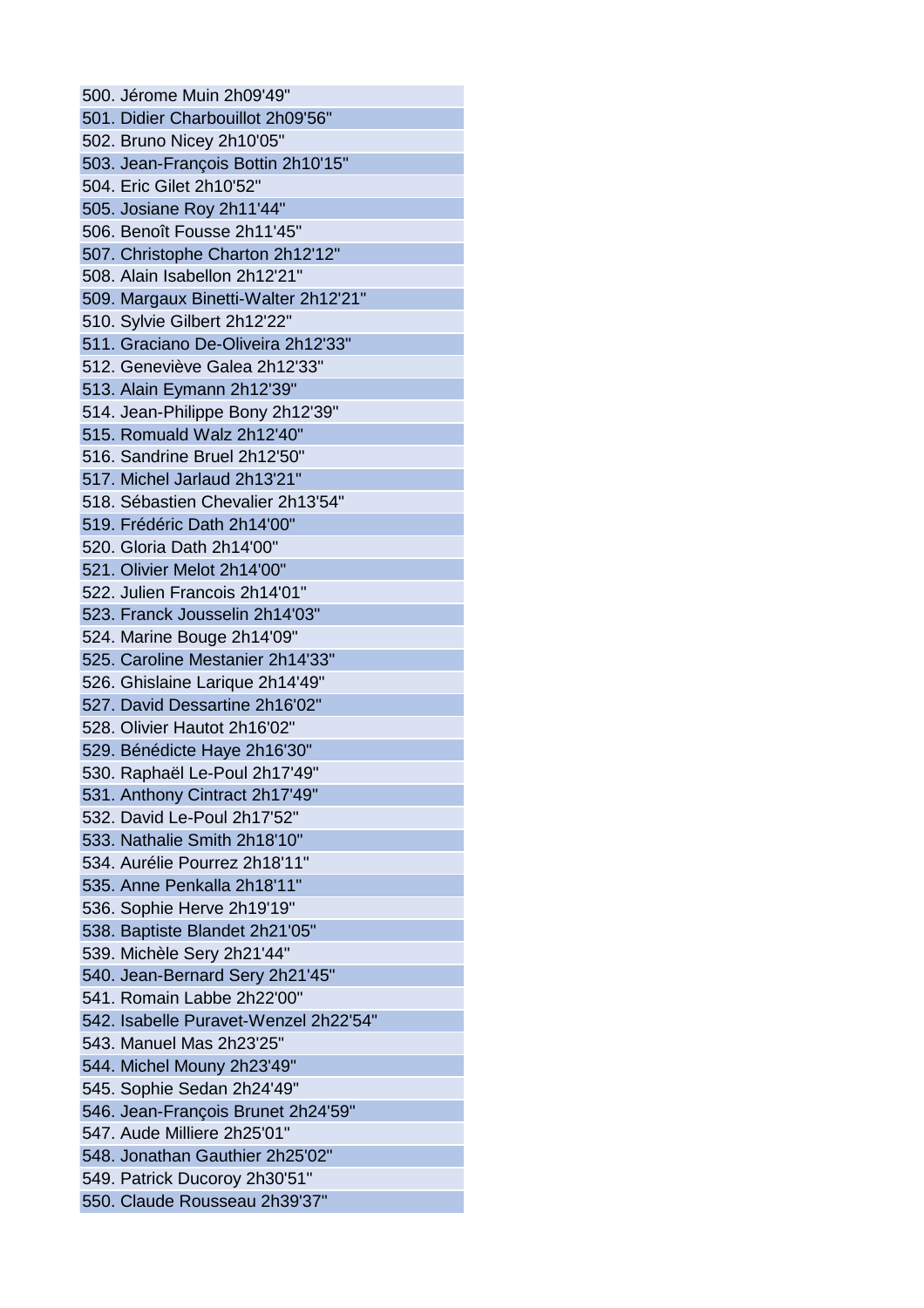500. Jérome Muin 2h09'49"
501. Didier Charbouillot 2h09'56"
502. Bruno Nicey 2h10'05"
503. Jean-François Bottin 2h10'15"
504. Eric Gilet 2h10'52"
505. Josiane Roy 2h11'44"
506. Benoît Fousse 2h11'45"
507. Christophe Charton 2h12'12"
508. Alain Isabellon 2h12'21"
509. Margaux Binetti-Walter 2h12'21"
510. Sylvie Gilbert 2h12'22"
511. Graciano De-Oliveira 2h12'33"
512. Geneviève Galea 2h12'33"
513. Alain Eymann 2h12'39"
514. Jean-Philippe Bony 2h12'39"
515. Romuald Walz 2h12'40"
516. Sandrine Bruel 2h12'50"
517. Michel Jarlaud 2h13'21"
518. Sébastien Chevalier 2h13'54"
519. Frédéric Dath 2h14'00"
520. Gloria Dath 2h14'00"
521. Olivier Melot 2h14'00"
522. Julien Francois 2h14'01"
523. Franck Jousselin 2h14'03"
524. Marine Bouge 2h14'09"
525. Caroline Mestanier 2h14'33"
526. Ghislaine Larique 2h14'49"
527. David Dessartine 2h16'02"
528. Olivier Hautot 2h16'02"
529. Bénédicte Haye 2h16'30"
530. Raphaël Le-Poul 2h17'49"
531. Anthony Cintract 2h17'49"
532. David Le-Poul 2h17'52"
533. Nathalie Smith 2h18'10"
534. Aurélie Pourrez 2h18'11"
535. Anne Penkalla 2h18'11"
536. Sophie Herve 2h19'19"
538. Baptiste Blandet 2h21'05"
539. Michèle Sery 2h21'44"
540. Jean-Bernard Sery 2h21'45"
541. Romain Labbe 2h22'00"
542. Isabelle Puravet-Wenzel 2h22'54"
543. Manuel Mas 2h23'25"
544. Michel Mouny 2h23'49"
545. Sophie Sedan 2h24'49"
546. Jean-François Brunet 2h24'59"
547. Aude Milliere 2h25'01"
548. Jonathan Gauthier 2h25'02"
549. Patrick Ducoroy 2h30'51"
550. Claude Rousseau 2h39'37"